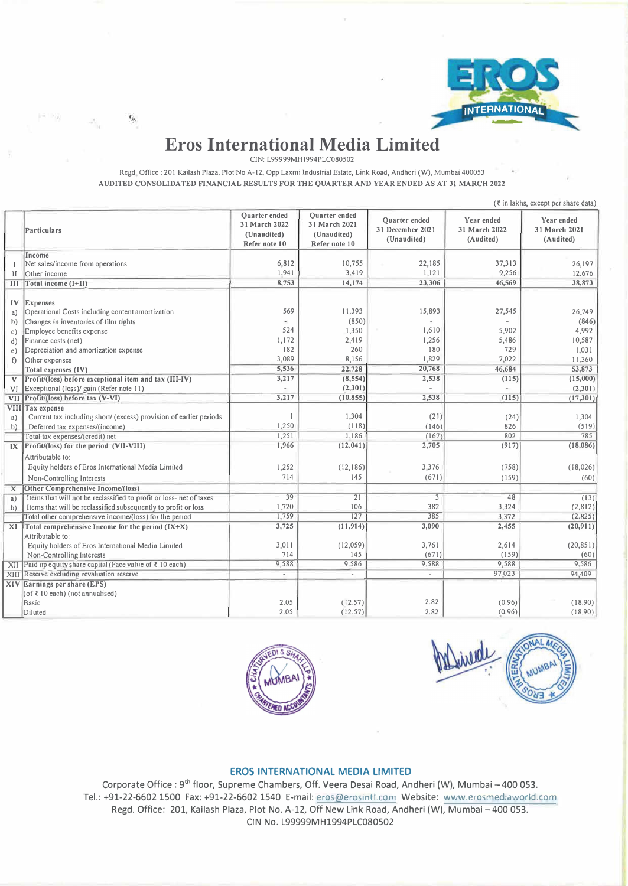# Eros International Media Limited

CIN: L99999MH1994PLC080502

Regd. Office : 201 Kailash Plaza, Plot No A-12, Opp Laxmi Industrial Estate, Link Road, Andheri (W), Mumbai 400053

**AUDITED CONSOLIDATED FINANCIAL RESULTS FOR THE QUARTER AND YEAR ENDED AS AT 31 MARCH 2022**

(₹ in lakhs, except per share data)

| | Particulars | Quarter ended 31 March 2022 (Unaudited) Refer note 10 | Quarter ended 31 March 2021 (Unaudited) Refer note 10 | Quarter ended 31 December 2021 (Unaudited) | Year ended 31 March 2022 (Audited) | Year ended 31 March 2021 (Audited) |
|---|---|---|---|---|---|---|
| | **Income** | | | | | |
| I | Net sales/income from operations | 6,812 | 10,755 | 22,185 | 37,313 | 26,197 |
| II | Other income | 1,941 | 3,419 | 1,121 | 9,256 | 12,676 |
| III | **Total income (I+II)** | 8,753 | 14,174 | 23,306 | 46,569 | 38,873 |
| IV | **Expenses** | | | | | |
| a) | Operational Costs including content amortization | 569 | 11,393 | 15,893 | 27,545 | 26,749 |
| b) | Changes in inventories of film rights | - | (850) | - | - | (846) |
| c) | Employee benefits expense | 524 | 1,350 | 1,610 | 5,902 | 4,992 |
| d) | Finance costs (net) | 1,172 | 2,419 | 1,256 | 5,486 | 10,587 |
| e) | Depreciation and amortization expense | 182 | 260 | 180 | 729 | 1,031 |
| f) | Other expenses | 3,089 | 8,156 | 1,829 | 7,022 | 11,360 |
| | **Total expenses (IV)** | 5,536 | 22,728 | 20,768 | 46,684 | 53,873 |
| V | **Profit/(loss) before exceptional item and tax (III-IV)** | 3,217 | (8,554) | 2,538 | (115) | (15,000) |
| VI | Exceptional (loss)/ gain (Refer note 11) | - | (2,301) | - | - | (2,301) |
| VII | **Profit/(loss) before tax (V-VI)** | 3,217 | (10,855) | 2,538 | (115) | (17,301) |
| VIII | **Tax expense** | | | | | |
| a) | Current tax including short/ (excess) provision of earlier periods | 1 | 1,304 | (21) | (24) | 1,304 |
| b) | Deferred tax expenses/(income) | 1,250 | (118) | (146) | 826 | (519) |
| | Total tax expenses/(credit) net | 1,251 | 1,186 | (167) | 802 | 785 |
| IX | **Profit/(loss) for the period (VII-VIII)** | 1,966 | (12,041) | 2,705 | (917) | (18,086) |
| | Attributable to: | | | | | |
| | Equity holders of Eros International Media Limited | 1,252 | (12,186) | 3,376 | (758) | (18,026) |
| | Non-Controlling Interests | 714 | 145 | (671) | (159) | (60) |
| X | **Other Comprehensive Income/(loss)** | | | | | |
| a) | Items that will not be reclassified to profit or loss- net of taxes | 39 | 21 | 3 | 48 | (13) |
| b) | Items that will be reclassified subsequently to profit or loss | 1,720 | 106 | 382 | 3,324 | (2,812) |
| | Total other comprehensive Income/(loss) for the period | 1,759 | 127 | 385 | 3,372 | (2,825) |
| XI | **Total comprehensive Income for the period (IX+X)** | 3,725 | (11,914) | 3,090 | 2,455 | (20,911) |
| | Attributable to: | | | | | |
| | Equity holders of Eros International Media Limited | 3,011 | (12,059) | 3,761 | 2,614 | (20,851) |
| | Non-Controlling Interests | 714 | 145 | (671) | (159) | (60) |
| XII | Paid up equity share capital (Face value of ₹ 10 each) | 9,588 | 9,586 | 9,588 | 9,588 | 9,586 |
| XIII | Reserve excluding revaluation reserve | - | - | - | 97,023 | 94,409 |
| XIV | **Earnings per share (EPS)** | | | | | |
| | (of ₹ 10 each) (not annualised) | | | | | |
| | Basic | 2.05 | (12.57) | 2.82 | (0.96) | (18.90) |
| | Diluted | 2.05 | (12.57) | 2.82 | (0.96) | (18.90) |

**EROS INTERNATIONAL MEDIA LIMITED**

Corporate Office : 9th floor, Supreme Chambers, Off. Veera Desai Road, Andheri (W), Mumbai – 400 053.
Tel.: +91-22-6602 1500 Fax: +91-22-6602 1540 E-mail: eros@erosintl.com Website: www.erosmediaworld.com
Regd. Office: 201, Kailash Plaza, Plot No. A-12, Off New Link Road, Andheri (W), Mumbai – 400 053.
CIN No. L99999MH1994PLC080502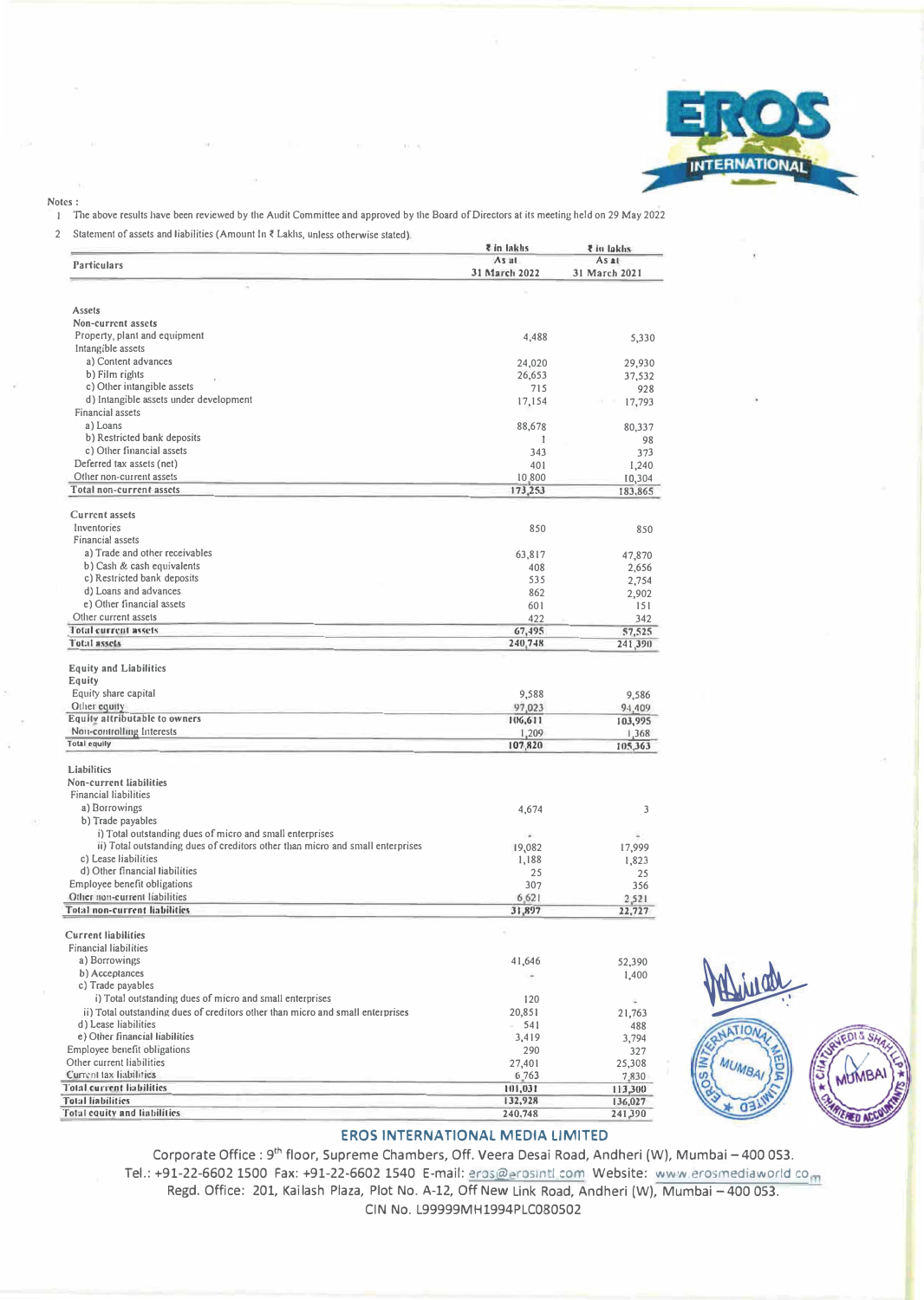Notes :

1 The above results have been reviewed by the Audit Committee and approved by the Board of Directors at its meeting held on 29 May 2022

2 Statement of assets and liabilities (Amount In ₹ Lakhs, unless otherwise stated).

| Particulars | ₹ in lakhs As at 31 March 2022 | ₹ in lakhs As at 31 March 2021 |
|---|---|---|
| **Assets** | | |
| **Non-current assets** | | |
| Property, plant and equipment | 4,488 | 5,330 |
| Intangible assets | | |
| a) Content advances | 24,020 | 29,930 |
| b) Film rights | 26,653 | 37,532 |
| c) Other intangible assets | 715 | 928 |
| d) Intangible assets under development | 17,154 | 17,793 |
| Financial assets | | |
| a) Loans | 88,678 | 80,337 |
| b) Restricted bank deposits | 1 | 98 |
| c) Other financial assets | 343 | 373 |
| Deferred tax assets (net) | 401 | 1,240 |
| Other non-current assets | 10,800 | 10,304 |
| **Total non-current assets** | **173,253** | **183,865** |
| **Current assets** | | |
| Inventories | 850 | 850 |
| Financial assets | | |
| a) Trade and other receivables | 63,817 | 47,870 |
| b) Cash & cash equivalents | 408 | 2,656 |
| c) Restricted bank deposits | 535 | 2,754 |
| d) Loans and advances | 862 | 2,902 |
| e) Other financial assets | 601 | 151 |
| Other current assets | 422 | 342 |
| **Total current assets** | **67,495** | **57,525** |
| **Total assets** | **240,748** | **241,390** |
| **Equity and Liabilities** | | |
| **Equity** | | |
| Equity share capital | 9,588 | 9,586 |
| Other equity | 97,023 | 94,409 |
| **Equity attributable to owners** | **106,611** | **103,995** |
| Non-controlling Interests | 1,209 | 1,368 |
| **Total equity** | **107,820** | **105,363** |
| **Liabilities** | | |
| **Non-current liabilities** | | |
| Financial liabilities | | |
| a) Borrowings | 4,674 | 3 |
| b) Trade payables | | |
| i) Total outstanding dues of micro and small enterprises | - | - |
| ii) Total outstanding dues of creditors other than micro and small enterprises | 19,082 | 17,999 |
| c) Lease liabilities | 1,188 | 1,823 |
| d) Other financial liabilities | 25 | 25 |
| Employee benefit obligations | 307 | 356 |
| Other non-current liabilities | 6,621 | 2,521 |
| **Total non-current liabilities** | **31,897** | **22,727** |
| **Current liabilities** | | |
| Financial liabilities | | |
| a) Borrowings | 41,646 | 52,390 |
| b) Acceptances | - | 1,400 |
| c) Trade payables | | |
| i) Total outstanding dues of micro and small enterprises | 120 | - |
| ii) Total outstanding dues of creditors other than micro and small enterprises | 20,851 | 21,763 |
| d) Lease liabilities | 541 | 488 |
| e) Other financial liabilities | 3,419 | 3,794 |
| Employee benefit obligations | 290 | 327 |
| Other current liabilities | 27,401 | 25,308 |
| Current tax liabilities | 6,763 | 7,830 |
| **Total current liabilities** | **101,031** | **113,300** |
| **Total liabilities** | **132,928** | **136,027** |
| **Total equity and liabilities** | **240,748** | **241,390** |

**EROS INTERNATIONAL MEDIA LIMITED**

Corporate Office : 9th floor, Supreme Chambers, Off. Veera Desai Road, Andheri (W), Mumbai – 400 053.
Tel.: +91-22-6602 1500 Fax: +91-22-6602 1540 E-mail: eros@erosintl.com Website: www.erosmediaworld.com
Regd. Office: 201, Kailash Plaza, Plot No. A-12, Off New Link Road, Andheri (W), Mumbai – 400 053.
CIN No. L99999MH1994PLC080502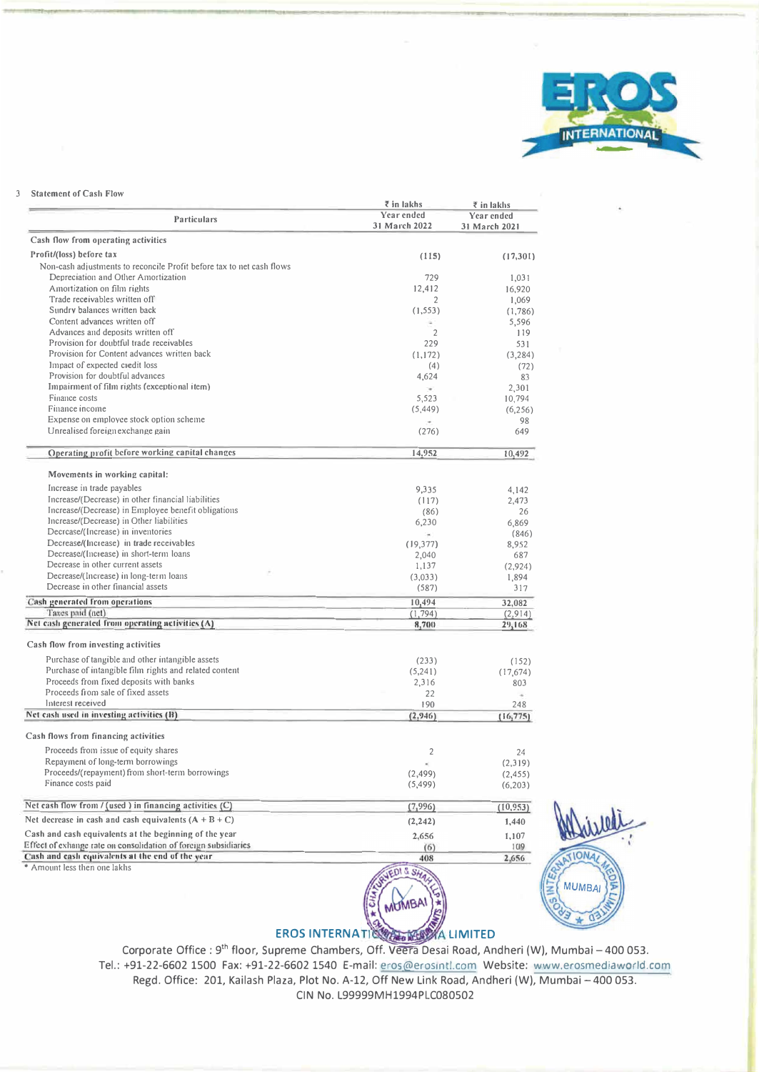3 Statement of Cash Flow

| Particulars | ₹ in lakhs Year ended 31 March 2022 | ₹ in lakhs Year ended 31 March 2021 |
|---|---|---|
| **Cash flow from operating activities** | | |
| Profit/(loss) before tax | (115) | (17,301) |
| Non-cash adjustments to reconcile Profit before tax to net cash flows | | |
| Depreciation and Other Amortization | 729 | 1,031 |
| Amortization on film rights | 12,412 | 16,920 |
| Trade receivables written off | 2 | 1,069 |
| Sundry balances written back | (1,553) | (1,786) |
| Content advances written off | * | 5,596 |
| Advances and deposits written off | 2 | 119 |
| Provision for doubtful trade receivables | 229 | 531 |
| Provision for Content advances written back | (1,172) | (3,284) |
| Impact of expected credit loss | (4) | (72) |
| Provision for doubtful advances | 4,624 | 83 |
| Impairment of film rights (exceptional item) | * | 2,301 |
| Finance costs | 5,523 | 10,794 |
| Finance income | (5,449) | (6,256) |
| Expense on employee stock option scheme | * | 98 |
| Unrealised foreign exchange gain | (276) | 649 |
| **Operating profit before working capital changes** | **14,952** | **10,492** |
| **Movements in working capital:** | | |
| Increase in trade payables | 9,335 | 4,142 |
| Increase/(Decrease) in other financial liabilities | (117) | 2,473 |
| Increase/(Decrease) in Employee benefit obligations | (86) | 26 |
| Increase/(Decrease) in Other liabilities | 6,230 | 6,869 |
| Decrease/(Increase) in inventories | * | (846) |
| Decrease/(Increase) in trade receivables | (19,377) | 8,952 |
| Decrease/(Increase) in short-term loans | 2,040 | 687 |
| Decrease in other current assets | 1,137 | (2,924) |
| Decrease/(Increase) in long-term loans | (3,033) | 1,894 |
| Decrease in other financial assets | (587) | 317 |
| **Cash generated from operations** | **10,494** | **32,082** |
| Taxes paid (net) | (1,794) | (2,914) |
| **Net cash generated from operating activities (A)** | **8,700** | **29,168** |
| **Cash flow from investing activities** | | |
| Purchase of tangible and other intangible assets | (233) | (152) |
| Purchase of intangible film rights and related content | (5,241) | (17,674) |
| Proceeds from fixed deposits with banks | 2,316 | 803 |
| Proceeds from sale of fixed assets | 22 | * |
| Interest received | 190 | 248 |
| **Net cash used in investing activities (B)** | **(2,946)** | **(16,775)** |
| **Cash flows from financing activities** | | |
| Proceeds from issue of equity shares | 2 | 24 |
| Repayment of long-term borrowings | * | (2,319) |
| Proceeds/(repayment) from short-term borrowings | (2,499) | (2,455) |
| Finance costs paid | (5,499) | (6,203) |
| **Net cash flow from / (used ) in financing activities (C)** | **(7,996)** | **(10,953)** |
| Net decrease in cash and cash equivalents (A + B + C) | (2,242) | 1,440 |
| Cash and cash equivalents at the beginning of the year | 2,656 | 1,107 |
| Effect of exchange rate on consolidation of foreign subsidiaries | (6) | 109 |
| **Cash and cash equivalents at the end of the year** | **408** | **2,656** |

\* Amount less then one lakhs

**EROS INTERNATIONAL MEDIA LIMITED**

Corporate Office : 9th floor, Supreme Chambers, Off. Veera Desai Road, Andheri (W), Mumbai – 400 053.
Tel.: +91-22-6602 1500 Fax: +91-22-6602 1540 E-mail: eros@erosintl.com Website: www.erosmediaworld.com
Regd. Office: 201, Kailash Plaza, Plot No. A-12, Off New Link Road, Andheri (W), Mumbai – 400 053.
CIN No. L99999MH1994PLC080502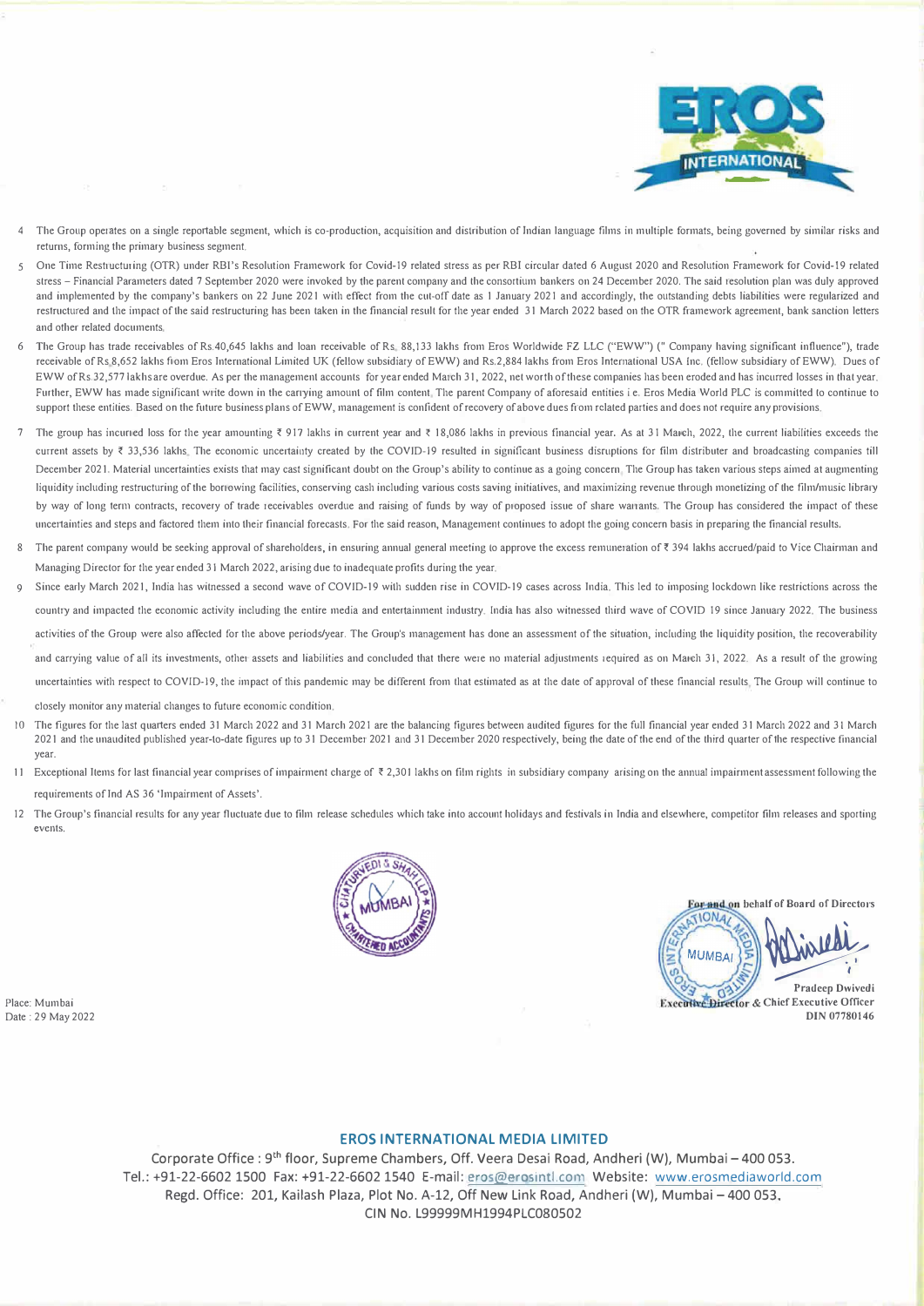4 The Group operates on a single reportable segment, which is co-production, acquisition and distribution of Indian language films in multiple formats, being governed by similar risks and returns, forming the primary business segment.

5 One Time Restructuring (OTR) under RBI's Resolution Framework for Covid-19 related stress as per RBI circular dated 6 August 2020 and Resolution Framework for Covid-19 related stress – Financial Parameters dated 7 September 2020 were invoked by the parent company and the consortium bankers on 24 December 2020. The said resolution plan was duly approved and implemented by the company's bankers on 22 June 2021 with effect from the cut-off date as 1 January 2021 and accordingly, the outstanding debts liabilities were regularized and restructured and the impact of the said restructuring has been taken in the financial result for the year ended 31 March 2022 based on the OTR framework agreement, bank sanction letters and other related documents.

6 The Group has trade receivables of Rs.40,645 lakhs and loan receivable of Rs. 88,133 lakhs from Eros Worldwide FZ LLC ("EWW") (" Company having significant influence"), trade receivable of Rs.8,652 lakhs from Eros International Limited UK (fellow subsidiary of EWW) and Rs.2,884 lakhs from Eros International USA Inc. (fellow subsidiary of EWW). Dues of EWW of Rs.32,577 lakhs are overdue. As per the management accounts for year ended March 31, 2022, net worth of these companies has been eroded and has incurred losses in that year. Further, EWW has made significant write down in the carrying amount of film content. The parent Company of aforesaid entities i.e. Eros Media World PLC is committed to continue to support these entities. Based on the future business plans of EWW, management is confident of recovery of above dues from related parties and does not require any provisions.

7 The group has incurred loss for the year amounting ₹ 917 lakhs in current year and ₹ 18,086 lakhs in previous financial year. As at 31 March, 2022, the current liabilities exceeds the current assets by ₹ 33,536 lakhs. The economic uncertainty created by the COVID-19 resulted in significant business disruptions for film distributer and broadcasting companies till December 2021. Material uncertainties exists that may cast significant doubt on the Group's ability to continue as a going concern. The Group has taken various steps aimed at augmenting liquidity including restructuring of the borrowing facilities, conserving cash including various costs saving initiatives, and maximizing revenue through monetizing of the film/music library by way of long term contracts, recovery of trade receivables overdue and raising of funds by way of proposed issue of share warrants. The Group has considered the impact of these uncertainties and steps and factored them into their financial forecasts. For the said reason, Management continues to adopt the going concern basis in preparing the financial results.

8 The parent company would be seeking approval of shareholders, in ensuring annual general meeting to approve the excess remuneration of ₹ 394 lakhs accrued/paid to Vice Chairman and Managing Director for the year ended 31 March 2022, arising due to inadequate profits during the year.

9 Since early March 2021, India has witnessed a second wave of COVID-19 with sudden rise in COVID-19 cases across India. This led to imposing lockdown like restrictions across the country and impacted the economic activity including the entire media and entertainment industry. India has also witnessed third wave of COVID 19 since January 2022. The business activities of the Group were also affected for the above periods/year. The Group's management has done an assessment of the situation, including the liquidity position, the recoverability and carrying value of all its investments, other assets and liabilities and concluded that there were no material adjustments required as on March 31, 2022. As a result of the growing uncertainties with respect to COVID-19, the impact of this pandemic may be different from that estimated as at the date of approval of these financial results. The Group will continue to closely monitor any material changes to future economic condition.

10 The figures for the last quarters ended 31 March 2022 and 31 March 2021 are the balancing figures between audited figures for the full financial year ended 31 March 2022 and 31 March 2021 and the unaudited published year-to-date figures up to 31 December 2021 and 31 December 2020 respectively, being the date of the end of the third quarter of the respective financial year.

11 Exceptional Items for last financial year comprises of impairment charge of ₹ 2,301 lakhs on film rights in subsidiary company arising on the annual impairment assessment following the requirements of Ind AS 36 'Impairment of Assets'.

12 The Group's financial results for any year fluctuate due to film release schedules which take into account holidays and festivals in India and elsewhere, competitor film releases and sporting events.

For and on behalf of Board of Directors

Pradeep Dwivedi
Executive Director & Chief Executive Officer
DIN 07780146

Place: Mumbai
Date : 29 May 2022

**EROS INTERNATIONAL MEDIA LIMITED**
Corporate Office : 9th floor, Supreme Chambers, Off. Veera Desai Road, Andheri (W), Mumbai – 400 053.
Tel.: +91-22-6602 1500 Fax: +91-22-6602 1540 E-mail: eros@erosintl.com Website: www.erosmediaworld.com
Regd. Office: 201, Kailash Plaza, Plot No. A-12, Off New Link Road, Andheri (W), Mumbai – 400 053.
CIN No. L99999MH1994PLC080502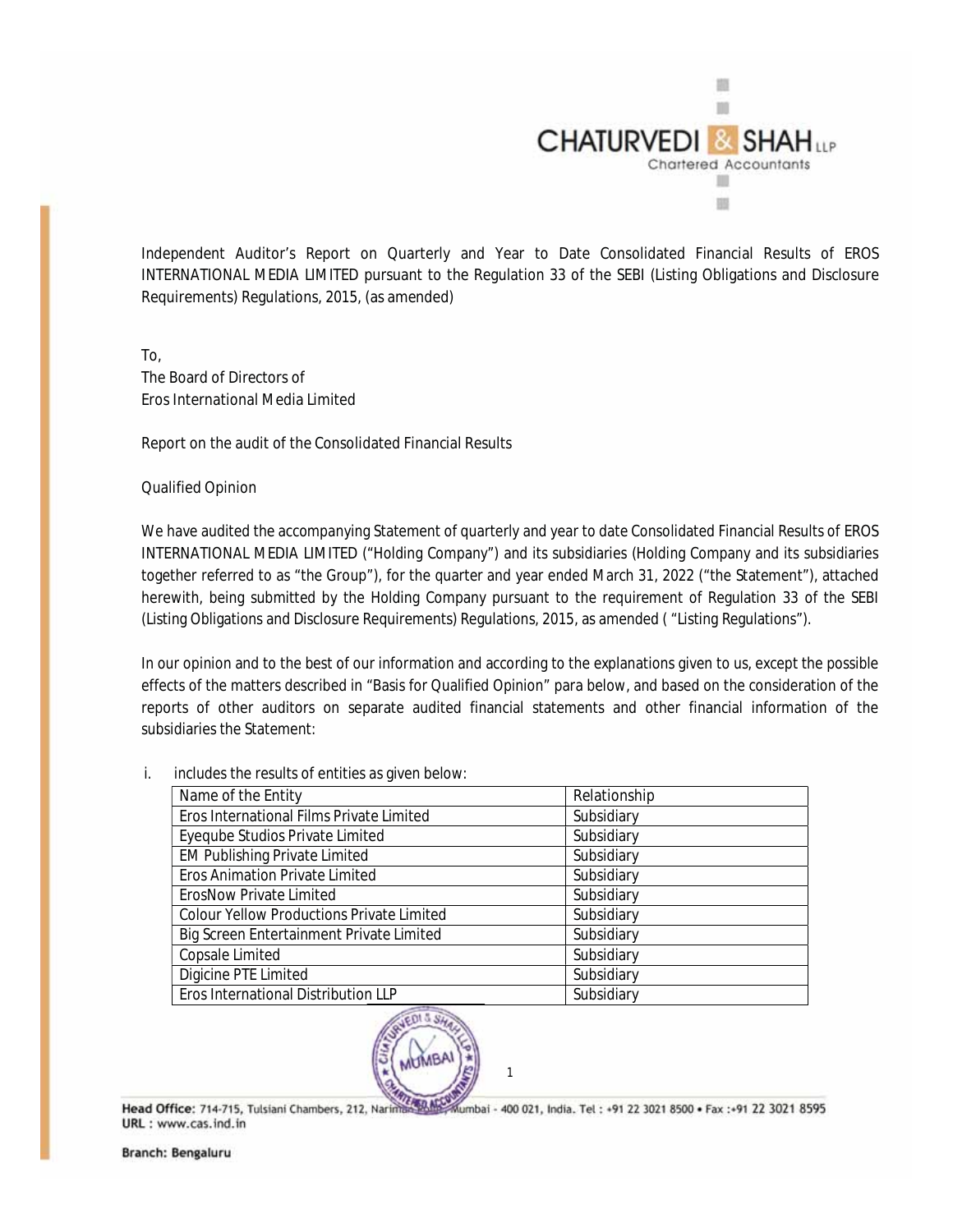Independent Auditor's Report on Quarterly and Year to Date Consolidated Financial Results of EROS INTERNATIONAL MEDIA LIMITED pursuant to the Regulation 33 of the SEBI (Listing Obligations and Disclosure Requirements) Regulations, 2015, (as amended)

To,
The Board of Directors of
Eros International Media Limited

Report on the audit of the Consolidated Financial Results

Qualified Opinion

We have audited the accompanying Statement of quarterly and year to date Consolidated Financial Results of EROS INTERNATIONAL MEDIA LIMITED ("Holding Company") and its subsidiaries (Holding Company and its subsidiaries together referred to as "the Group"), for the quarter and year ended March 31, 2022 ("the Statement"), attached herewith, being submitted by the Holding Company pursuant to the requirement of Regulation 33 of the SEBI (Listing Obligations and Disclosure Requirements) Regulations, 2015, as amended ( "Listing Regulations").

In our opinion and to the best of our information and according to the explanations given to us, except the possible effects of the matters described in "Basis for Qualified Opinion" para below, and based on the consideration of the reports of other auditors on separate audited financial statements and other financial information of the subsidiaries the Statement:

i. includes the results of entities as given below:

| Name of the Entity | Relationship |
|---|---|
| Eros International Films Private Limited | Subsidiary |
| Eyeqube Studios Private Limited | Subsidiary |
| EM Publishing Private Limited | Subsidiary |
| Eros Animation Private Limited | Subsidiary |
| ErosNow Private Limited | Subsidiary |
| Colour Yellow Productions Private Limited | Subsidiary |
| Big Screen Entertainment Private Limited | Subsidiary |
| Copsale Limited | Subsidiary |
| Digicine PTE Limited | Subsidiary |
| Eros International Distribution LLP | Subsidiary |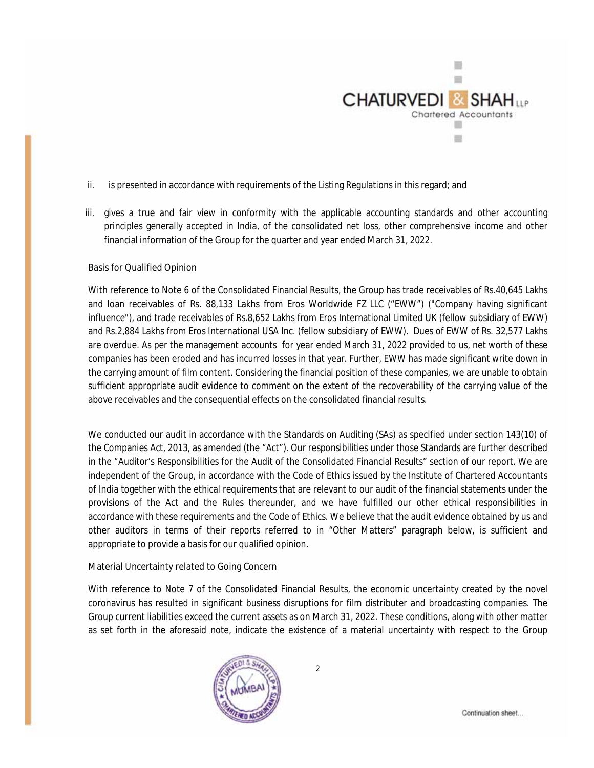ii. is presented in accordance with requirements of the Listing Regulations in this regard; and

iii. gives a true and fair view in conformity with the applicable accounting standards and other accounting principles generally accepted in India, of the consolidated net loss, other comprehensive income and other financial information of the Group for the quarter and year ended March 31, 2022.

## Basis for Qualified Opinion

With reference to Note 6 of the Consolidated Financial Results, the Group has trade receivables of Rs.40,645 Lakhs and loan receivables of Rs. 88,133 Lakhs from Eros Worldwide FZ LLC ("EWW") ("Company having significant influence"), and trade receivables of Rs.8,652 Lakhs from Eros International Limited UK (fellow subsidiary of EWW) and Rs.2,884 Lakhs from Eros International USA Inc. (fellow subsidiary of EWW). Dues of EWW of Rs. 32,577 Lakhs are overdue. As per the management accounts for year ended March 31, 2022 provided to us, net worth of these companies has been eroded and has incurred losses in that year. Further, EWW has made significant write down in the carrying amount of film content. Considering the financial position of these companies, we are unable to obtain sufficient appropriate audit evidence to comment on the extent of the recoverability of the carrying value of the above receivables and the consequential effects on the consolidated financial results.

We conducted our audit in accordance with the Standards on Auditing (SAs) as specified under section 143(10) of the Companies Act, 2013, as amended (the "Act"). Our responsibilities under those Standards are further described in the "Auditor's Responsibilities for the Audit of the Consolidated Financial Results" section of our report. We are independent of the Group, in accordance with the Code of Ethics issued by the Institute of Chartered Accountants of India together with the ethical requirements that are relevant to our audit of the financial statements under the provisions of the Act and the Rules thereunder, and we have fulfilled our other ethical responsibilities in accordance with these requirements and the Code of Ethics. We believe that the audit evidence obtained by us and other auditors in terms of their reports referred to in "Other Matters" paragraph below, is sufficient and appropriate to provide a basis for our qualified opinion.

## Material Uncertainty related to Going Concern

With reference to Note 7 of the Consolidated Financial Results, the economic uncertainty created by the novel coronavirus has resulted in significant business disruptions for film distributer and broadcasting companies. The Group current liabilities exceed the current assets as on March 31, 2022. These conditions, along with other matter as set forth in the aforesaid note, indicate the existence of a material uncertainty with respect to the Group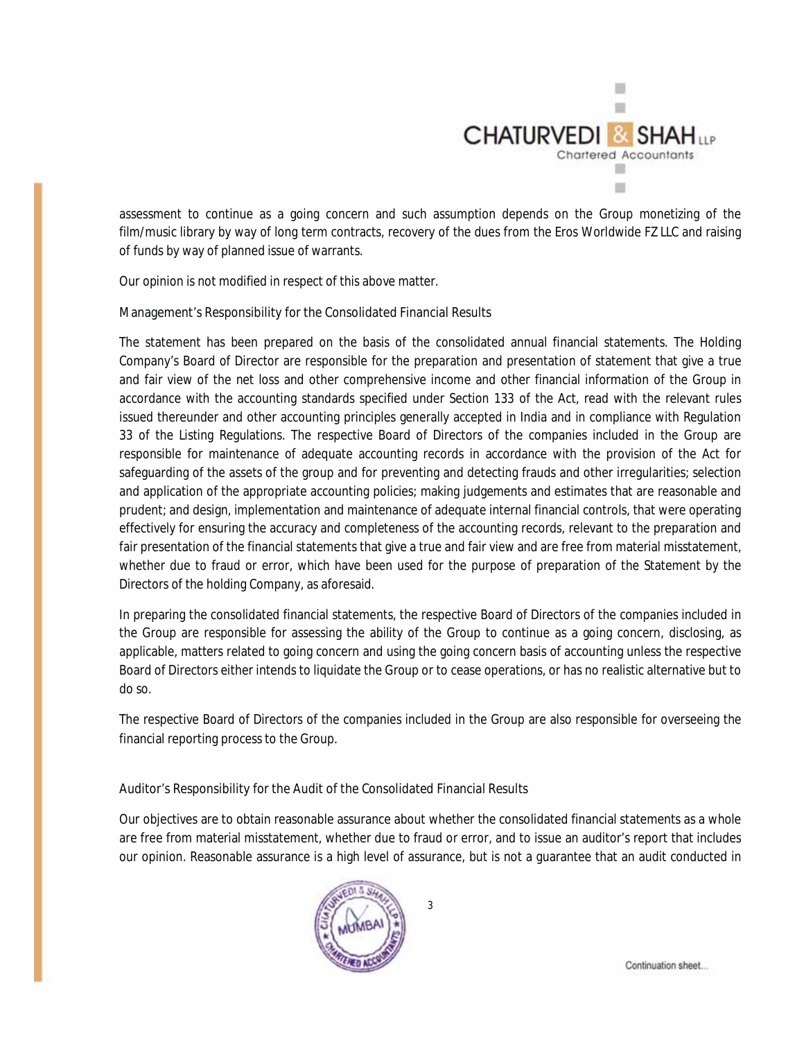assessment to continue as a going concern and such assumption depends on the Group monetizing of the film/music library by way of long term contracts, recovery of the dues from the Eros Worldwide FZ LLC and raising of funds by way of planned issue of warrants.

Our opinion is not modified in respect of this above matter.

### Management's Responsibility for the Consolidated Financial Results

The statement has been prepared on the basis of the consolidated annual financial statements. The Holding Company's Board of Director are responsible for the preparation and presentation of statement that give a true and fair view of the net loss and other comprehensive income and other financial information of the Group in accordance with the accounting standards specified under Section 133 of the Act, read with the relevant rules issued thereunder and other accounting principles generally accepted in India and in compliance with Regulation 33 of the Listing Regulations. The respective Board of Directors of the companies included in the Group are responsible for maintenance of adequate accounting records in accordance with the provision of the Act for safeguarding of the assets of the group and for preventing and detecting frauds and other irregularities; selection and application of the appropriate accounting policies; making judgements and estimates that are reasonable and prudent; and design, implementation and maintenance of adequate internal financial controls, that were operating effectively for ensuring the accuracy and completeness of the accounting records, relevant to the preparation and fair presentation of the financial statements that give a true and fair view and are free from material misstatement, whether due to fraud or error, which have been used for the purpose of preparation of the Statement by the Directors of the holding Company, as aforesaid.

In preparing the consolidated financial statements, the respective Board of Directors of the companies included in the Group are responsible for assessing the ability of the Group to continue as a going concern, disclosing, as applicable, matters related to going concern and using the going concern basis of accounting unless the respective Board of Directors either intends to liquidate the Group or to cease operations, or has no realistic alternative but to do so.

The respective Board of Directors of the companies included in the Group are also responsible for overseeing the financial reporting process to the Group.

### Auditor's Responsibility for the Audit of the Consolidated Financial Results

Our objectives are to obtain reasonable assurance about whether the consolidated financial statements as a whole are free from material misstatement, whether due to fraud or error, and to issue an auditor's report that includes our opinion. Reasonable assurance is a high level of assurance, but is not a guarantee that an audit conducted in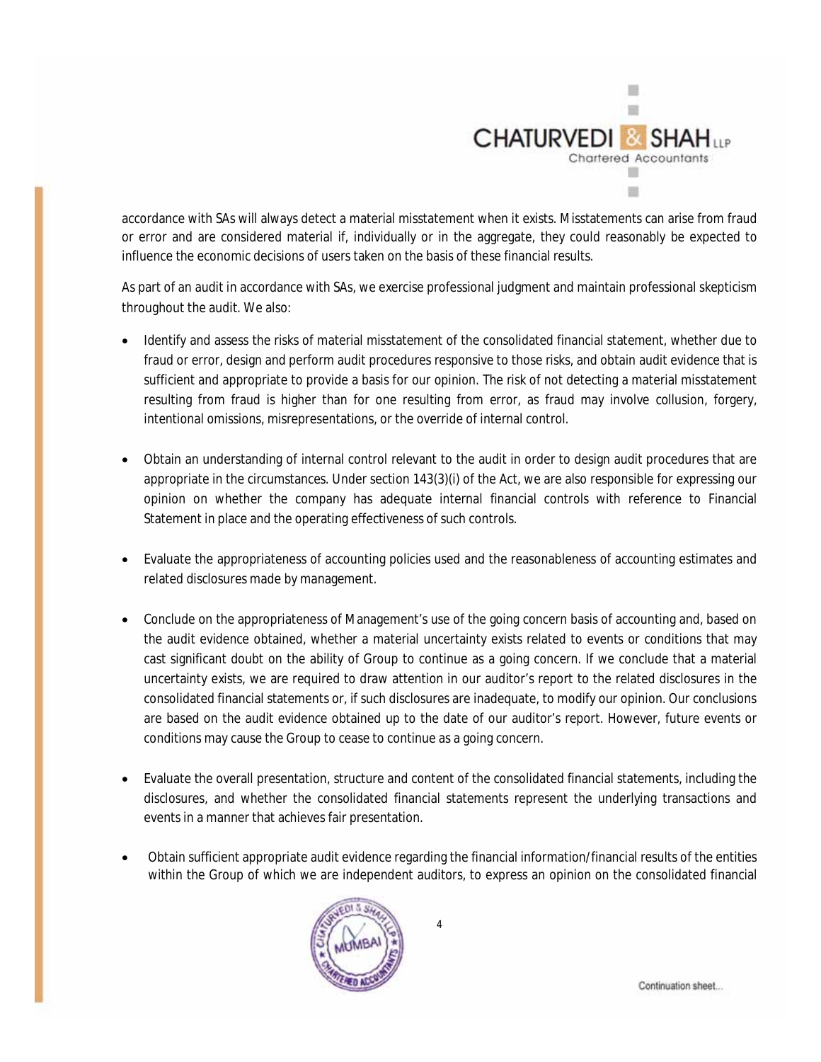accordance with SAs will always detect a material misstatement when it exists. Misstatements can arise from fraud or error and are considered material if, individually or in the aggregate, they could reasonably be expected to influence the economic decisions of users taken on the basis of these financial results.

As part of an audit in accordance with SAs, we exercise professional judgment and maintain professional skepticism throughout the audit. We also:

- Identify and assess the risks of material misstatement of the consolidated financial statement, whether due to fraud or error, design and perform audit procedures responsive to those risks, and obtain audit evidence that is sufficient and appropriate to provide a basis for our opinion. The risk of not detecting a material misstatement resulting from fraud is higher than for one resulting from error, as fraud may involve collusion, forgery, intentional omissions, misrepresentations, or the override of internal control.

- Obtain an understanding of internal control relevant to the audit in order to design audit procedures that are appropriate in the circumstances. Under section 143(3)(i) of the Act, we are also responsible for expressing our opinion on whether the company has adequate internal financial controls with reference to Financial Statement in place and the operating effectiveness of such controls.

- Evaluate the appropriateness of accounting policies used and the reasonableness of accounting estimates and related disclosures made by management.

- Conclude on the appropriateness of Management's use of the going concern basis of accounting and, based on the audit evidence obtained, whether a material uncertainty exists related to events or conditions that may cast significant doubt on the ability of Group to continue as a going concern. If we conclude that a material uncertainty exists, we are required to draw attention in our auditor's report to the related disclosures in the consolidated financial statements or, if such disclosures are inadequate, to modify our opinion. Our conclusions are based on the audit evidence obtained up to the date of our auditor's report. However, future events or conditions may cause the Group to cease to continue as a going concern.

- Evaluate the overall presentation, structure and content of the consolidated financial statements, including the disclosures, and whether the consolidated financial statements represent the underlying transactions and events in a manner that achieves fair presentation.

- Obtain sufficient appropriate audit evidence regarding the financial information/financial results of the entities within the Group of which we are independent auditors, to express an opinion on the consolidated financial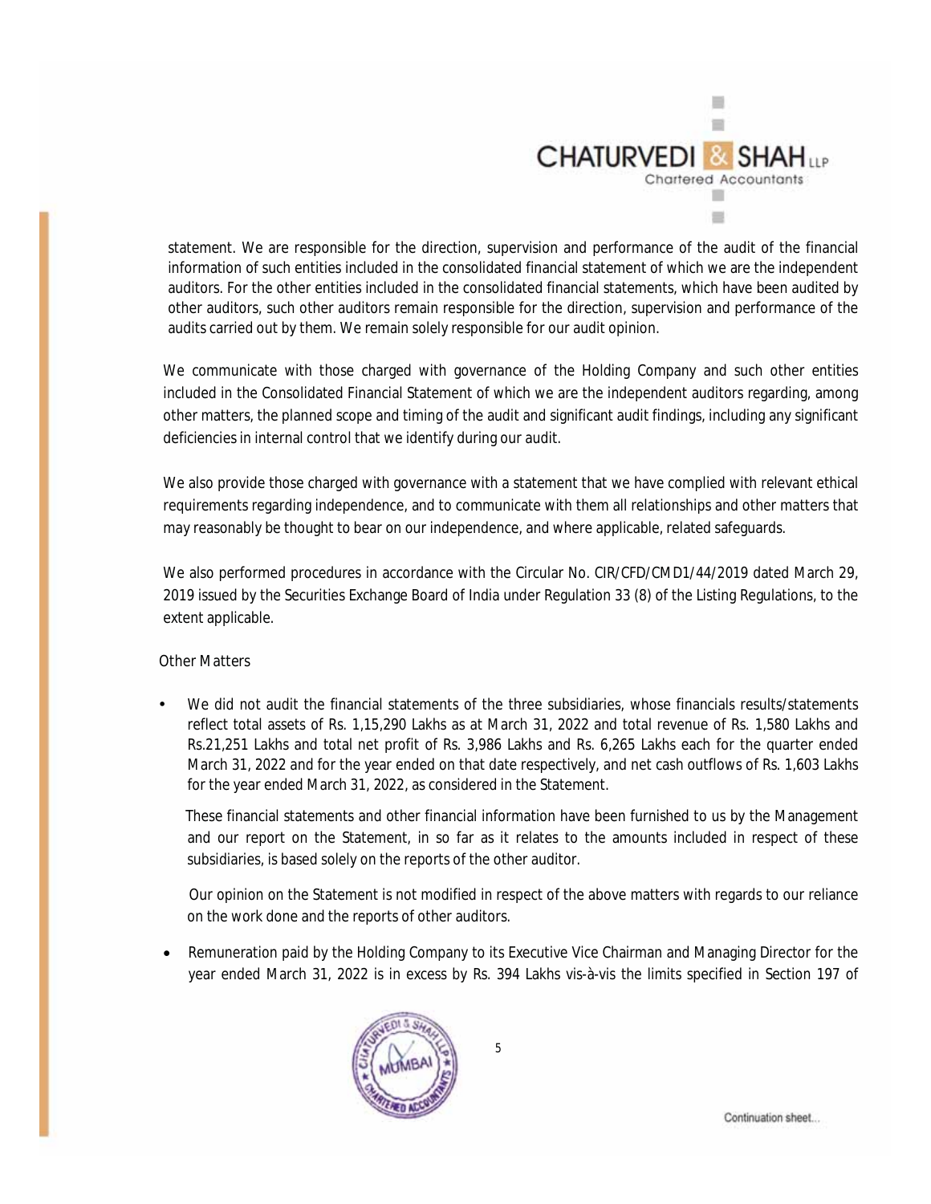statement. We are responsible for the direction, supervision and performance of the audit of the financial information of such entities included in the consolidated financial statement of which we are the independent auditors. For the other entities included in the consolidated financial statements, which have been audited by other auditors, such other auditors remain responsible for the direction, supervision and performance of the audits carried out by them. We remain solely responsible for our audit opinion.

We communicate with those charged with governance of the Holding Company and such other entities included in the Consolidated Financial Statement of which we are the independent auditors regarding, among other matters, the planned scope and timing of the audit and significant audit findings, including any significant deficiencies in internal control that we identify during our audit.

We also provide those charged with governance with a statement that we have complied with relevant ethical requirements regarding independence, and to communicate with them all relationships and other matters that may reasonably be thought to bear on our independence, and where applicable, related safeguards.

We also performed procedures in accordance with the Circular No. CIR/CFD/CMD1/44/2019 dated March 29, 2019 issued by the Securities Exchange Board of India under Regulation 33 (8) of the Listing Regulations, to the extent applicable.

Other Matters

- We did not audit the financial statements of the three subsidiaries, whose financials results/statements reflect total assets of Rs. 1,15,290 Lakhs as at March 31, 2022 and total revenue of Rs. 1,580 Lakhs and Rs.21,251 Lakhs and total net profit of Rs. 3,986 Lakhs and Rs. 6,265 Lakhs each for the quarter ended March 31, 2022 and for the year ended on that date respectively, and net cash outflows of Rs. 1,603 Lakhs for the year ended March 31, 2022, as considered in the Statement.

  These financial statements and other financial information have been furnished to us by the Management and our report on the Statement, in so far as it relates to the amounts included in respect of these subsidiaries, is based solely on the reports of the other auditor.

  Our opinion on the Statement is not modified in respect of the above matters with regards to our reliance on the work done and the reports of other auditors.

- Remuneration paid by the Holding Company to its Executive Vice Chairman and Managing Director for the year ended March 31, 2022 is in excess by Rs. 394 Lakhs vis-à-vis the limits specified in Section 197 of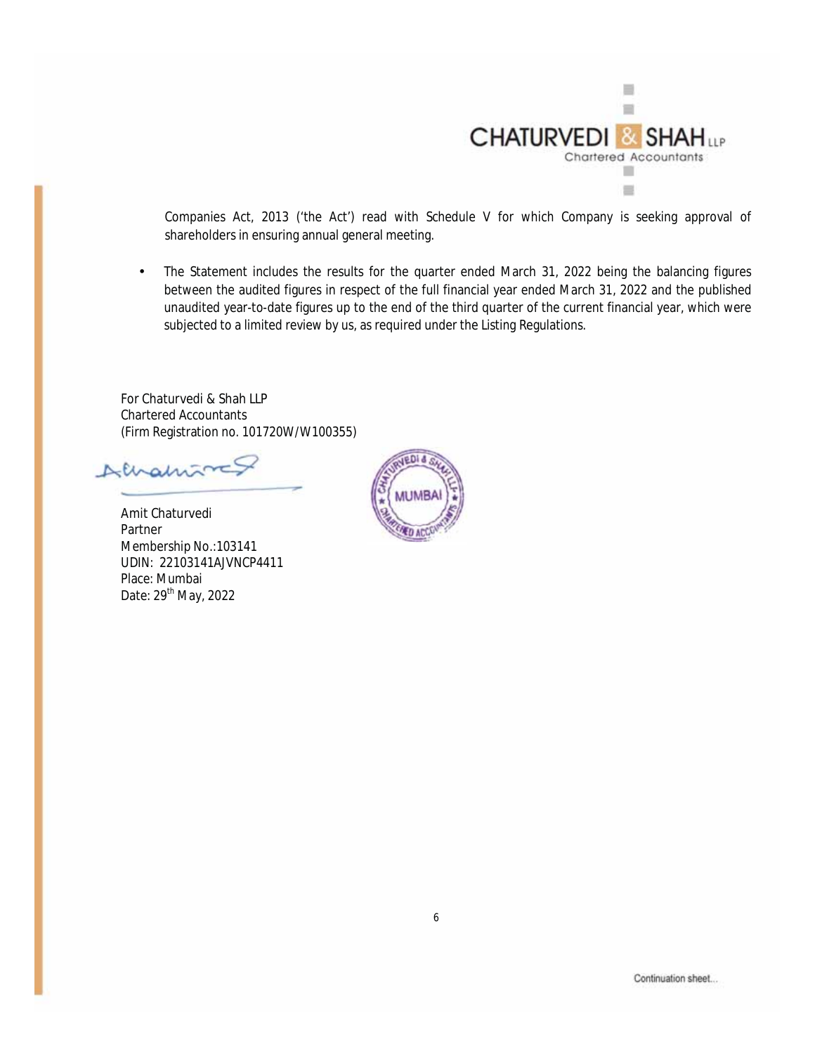Companies Act, 2013 ('the Act') read with Schedule V for which Company is seeking approval of shareholders in ensuring annual general meeting.

- The Statement includes the results for the quarter ended March 31, 2022 being the balancing figures between the audited figures in respect of the full financial year ended March 31, 2022 and the published unaudited year-to-date figures up to the end of the third quarter of the current financial year, which were subjected to a limited review by us, as required under the Listing Regulations.

For Chaturvedi & Shah LLP
Chartered Accountants
(Firm Registration no. 101720W/W100355)

Amit Chaturvedi
Partner
Membership No.:103141
UDIN: 22103141AJVNCP4411
Place: Mumbai
Date: 29th May, 2022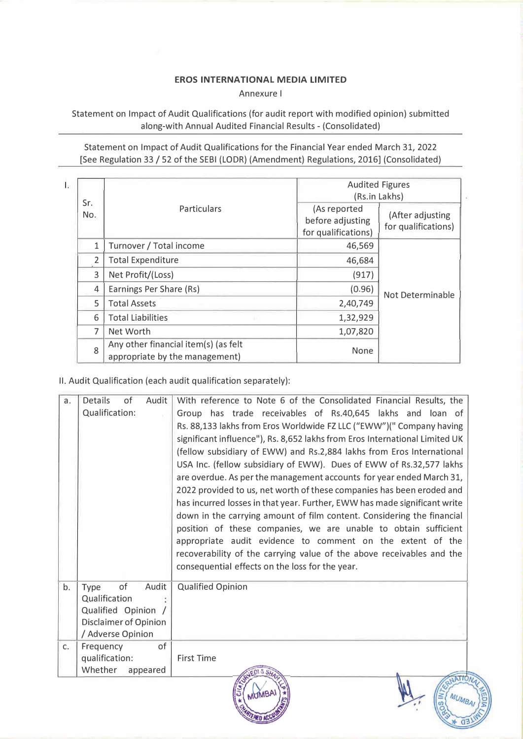**EROS INTERNATIONAL MEDIA LIMITED**

Annexure I

Statement on Impact of Audit Qualifications (for audit report with modified opinion) submitted along-with Annual Audited Financial Results - (Consolidated)

Statement on Impact of Audit Qualifications for the Financial Year ended March 31, 2022
[See Regulation 33 / 52 of the SEBI (LODR) (Amendment) Regulations, 2016] (Consolidated)

I.

| Sr. No. | Particulars | Audited Figures (Rs.in Lakhs) | |
|---|---|---|---|
| | | (As reported before adjusting for qualifications) | (After adjusting for qualifications) |
| 1 | Turnover / Total income | 46,569 | Not Determinable |
| 2 | Total Expenditure | 46,684 | |
| 3 | Net Profit/(Loss) | (917) | |
| 4 | Earnings Per Share (Rs) | (0.96) | |
| 5 | Total Assets | 2,40,749 | |
| 6 | Total Liabilities | 1,32,929 | |
| 7 | Net Worth | 1,07,820 | |
| 8 | Any other financial item(s) (as felt appropriate by the management) | None | |

II. Audit Qualification (each audit qualification separately):

| | | |
|---|---|---|
| a. | Details of Audit Qualification: | With reference to Note 6 of the Consolidated Financial Results, the Group has trade receivables of Rs.40,645 lakhs and loan of Rs. 88,133 lakhs from Eros Worldwide FZ LLC ("EWW")(" Company having significant influence"), Rs. 8,652 lakhs from Eros International Limited UK (fellow subsidiary of EWW) and Rs.2,884 lakhs from Eros International USA Inc. (fellow subsidiary of EWW). Dues of EWW of Rs.32,577 lakhs are overdue. As per the management accounts for year ended March 31, 2022 provided to us, net worth of these companies has been eroded and has incurred losses in that year. Further, EWW has made significant write down in the carrying amount of film content. Considering the financial position of these companies, we are unable to obtain sufficient appropriate audit evidence to comment on the extent of the recoverability of the carrying value of the above receivables and the consequential effects on the loss for the year. |
| b. | Type of Audit Qualification : Qualified Opinion / Disclaimer of Opinion / Adverse Opinion | Qualified Opinion |
| c. | Frequency of qualification: Whether appeared | First Time |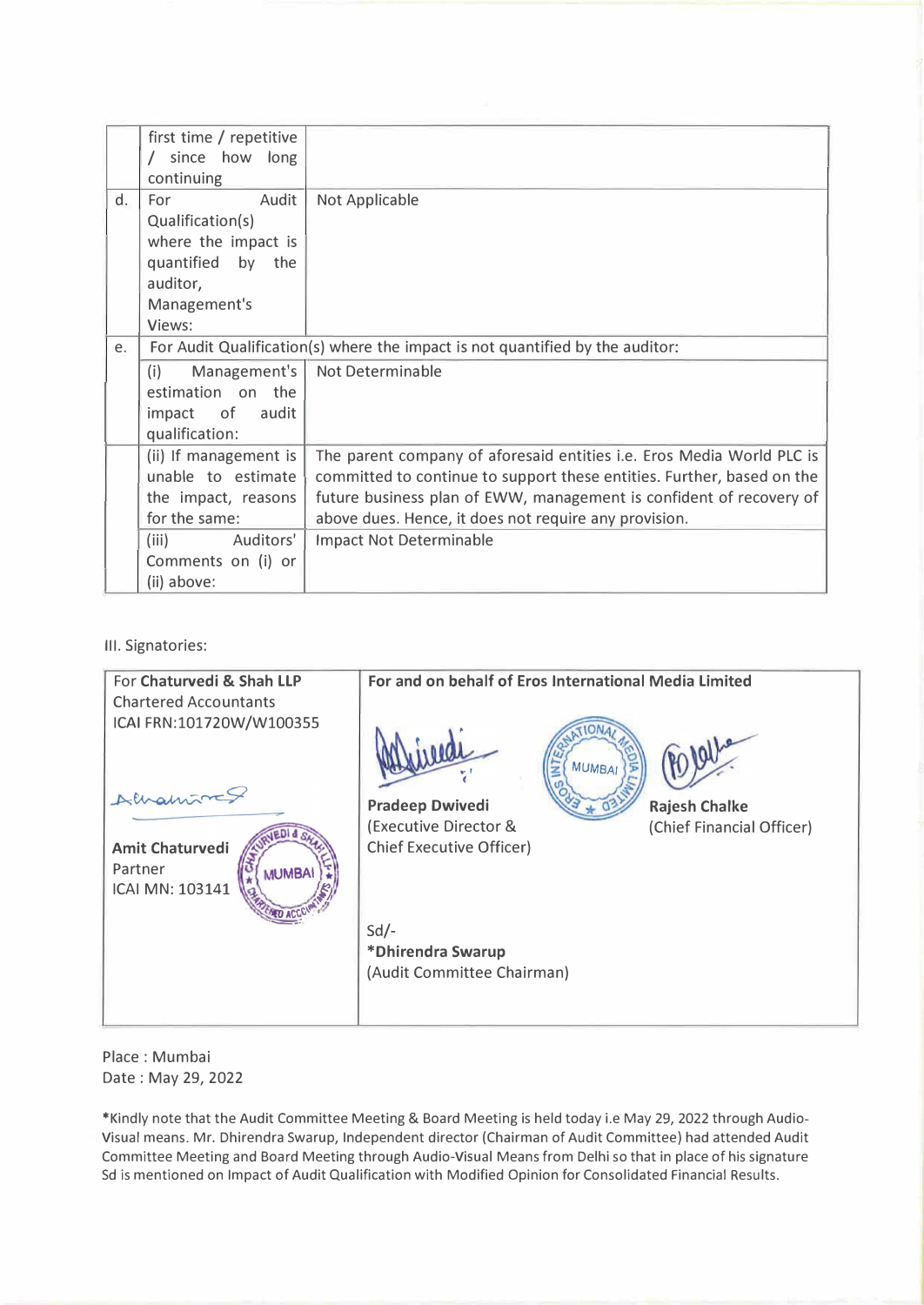| | | |
|---|---|---|
| | first time / repetitive / since how long continuing | |
| d. | For Audit Qualification(s) where the impact is quantified by the auditor, Management's Views: | Not Applicable |
| e. | For Audit Qualification(s) where the impact is not quantified by the auditor: | |
| | (i) Management's estimation on the impact of audit qualification: | Not Determinable |
| | (ii) If management is unable to estimate the impact, reasons for the same: | The parent company of aforesaid entities i.e. Eros Media World PLC is committed to continue to support these entities. Further, based on the future business plan of EWW, management is confident of recovery of above dues. Hence, it does not require any provision. |
| | (iii) Auditors' Comments on (i) or (ii) above: | Impact Not Determinable |

III. Signatories:

| | |
|---|---|
| For **Chaturvedi & Shah LLP**<br>Chartered Accountants<br>ICAI FRN:101720W/W100355<br><br>**Amit Chaturvedi**<br>Partner<br>ICAI MN: 103141 | **For and on behalf of Eros International Media Limited**<br><br>**Pradeep Dwivedi**<br>(Executive Director & Chief Executive Officer)<br><br>**Rajesh Chalke**<br>(Chief Financial Officer)<br><br>Sd/-<br>***Dhirendra Swarup**<br>(Audit Committee Chairman) |

Place : Mumbai
Date : May 29, 2022

*Kindly note that the Audit Committee Meeting & Board Meeting is held today i.e May 29, 2022 through Audio-Visual means. Mr. Dhirendra Swarup, Independent director (Chairman of Audit Committee) had attended Audit Committee Meeting and Board Meeting through Audio-Visual Means from Delhi so that in place of his signature Sd is mentioned on Impact of Audit Qualification with Modified Opinion for Consolidated Financial Results.